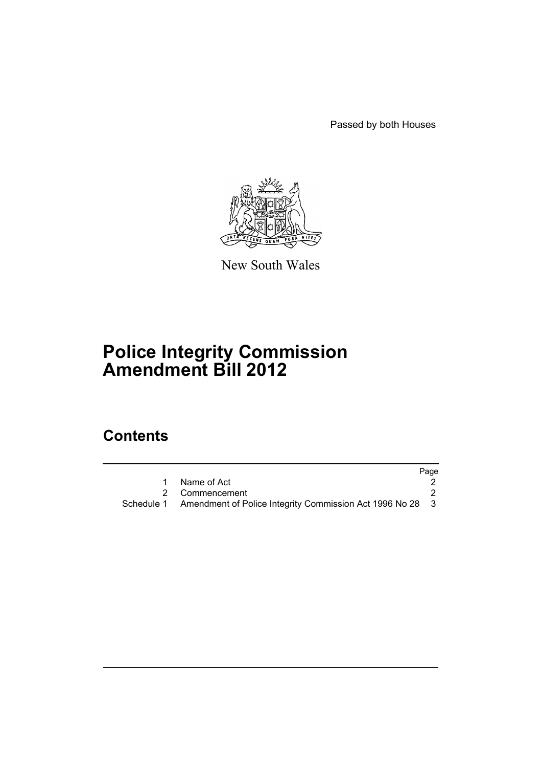Passed by both Houses

New South Wales

# Police Integrity Commission Amendment Bill 2012

## Contents

| | | Page |
|---|---|---|
| 1 | Name of Act | 2 |
| 2 | Commencement | 2 |
| Schedule 1 | Amendment of Police Integrity Commission Act 1996 No 28 | 3 |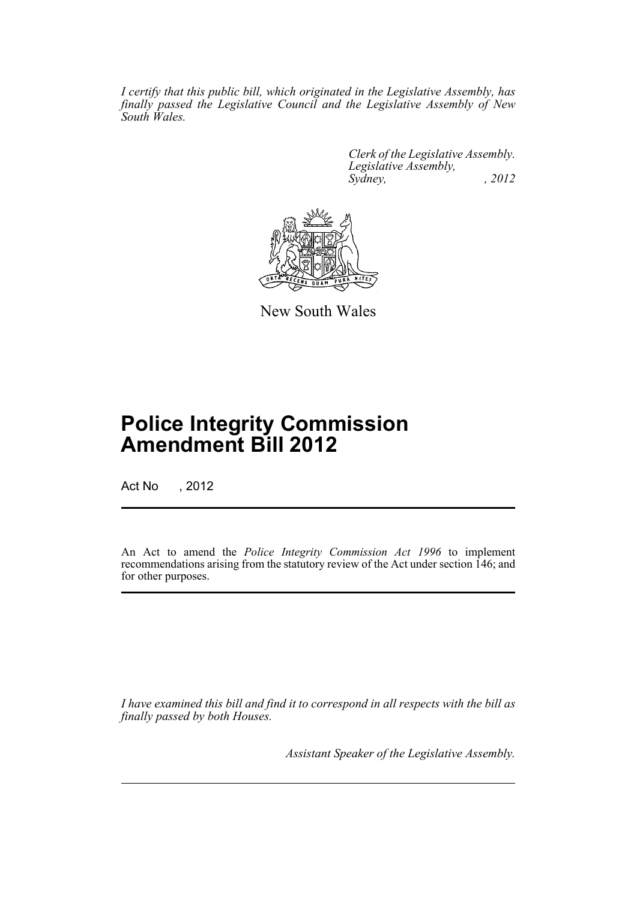*I certify that this public bill, which originated in the Legislative Assembly, has finally passed the Legislative Council and the Legislative Assembly of New South Wales.*

*Clerk of the Legislative Assembly.*
*Legislative Assembly,*
*Sydney, , 2012*

New South Wales

# Police Integrity Commission Amendment Bill 2012

Act No , 2012

An Act to amend the *Police Integrity Commission Act 1996* to implement recommendations arising from the statutory review of the Act under section 146; and for other purposes.

*I have examined this bill and find it to correspond in all respects with the bill as finally passed by both Houses.*

*Assistant Speaker of the Legislative Assembly.*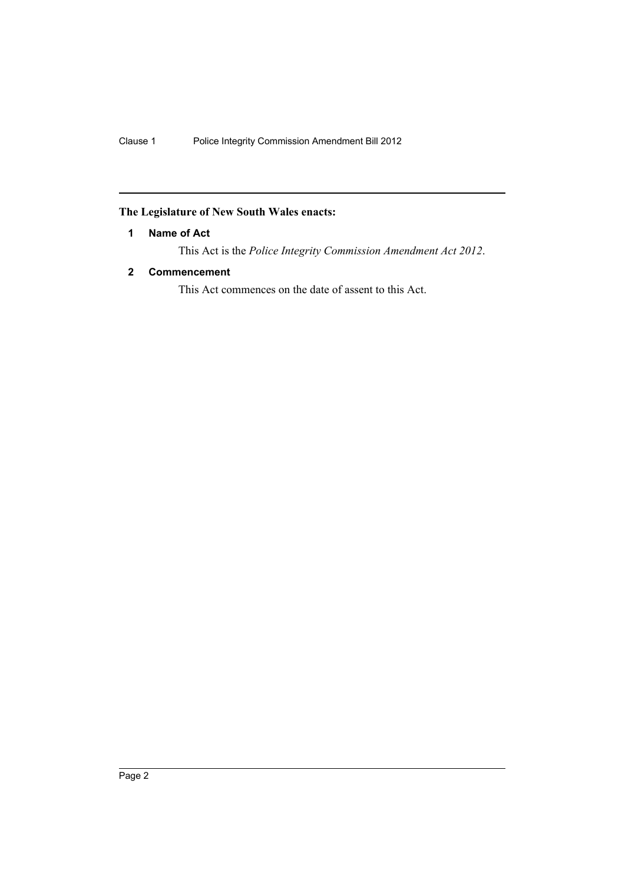**The Legislature of New South Wales enacts:**

**1 Name of Act**

This Act is the *Police Integrity Commission Amendment Act 2012*.

**2 Commencement**

This Act commences on the date of assent to this Act.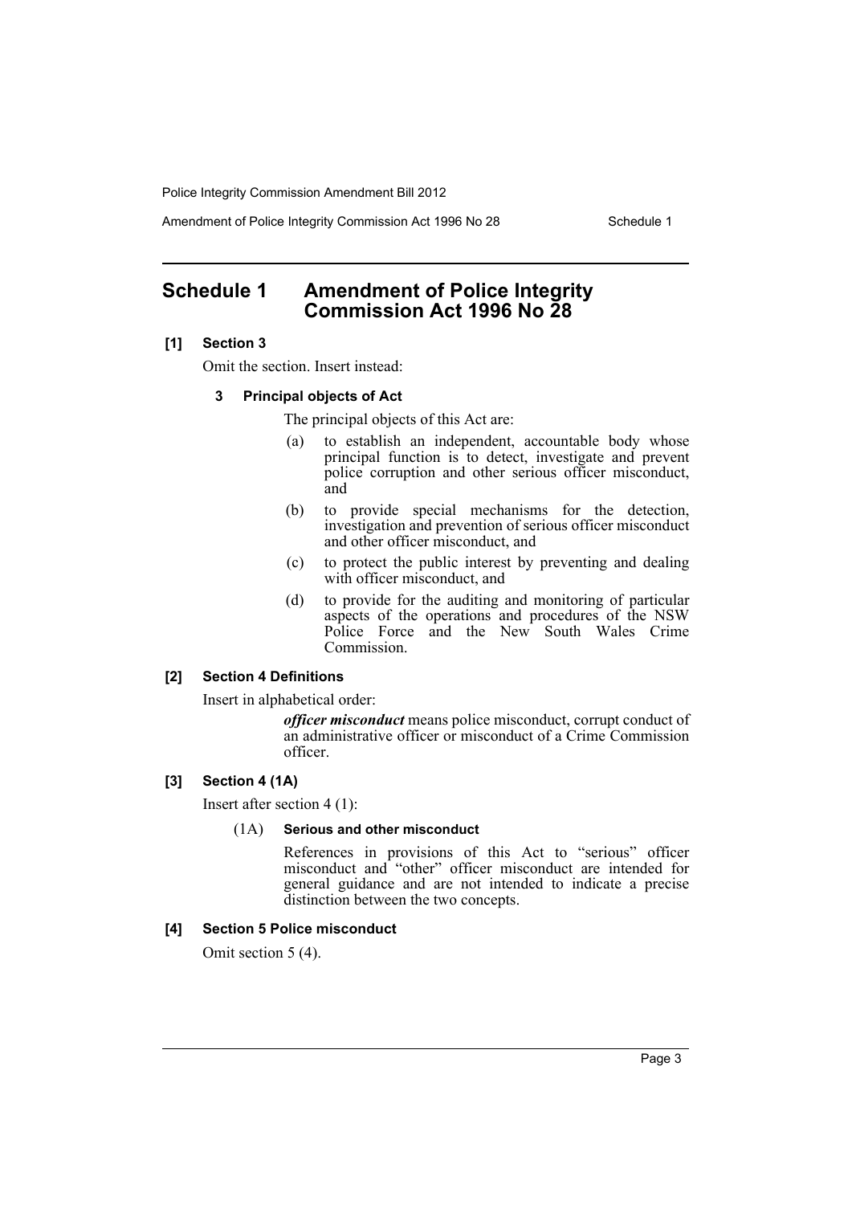# Schedule 1 Amendment of Police Integrity Commission Act 1996 No 28

**[1] Section 3**

Omit the section. Insert instead:

**3 Principal objects of Act**

The principal objects of this Act are:

(a) to establish an independent, accountable body whose principal function is to detect, investigate and prevent police corruption and other serious officer misconduct, and

(b) to provide special mechanisms for the detection, investigation and prevention of serious officer misconduct and other officer misconduct, and

(c) to protect the public interest by preventing and dealing with officer misconduct, and

(d) to provide for the auditing and monitoring of particular aspects of the operations and procedures of the NSW Police Force and the New South Wales Crime Commission.

**[2] Section 4 Definitions**

Insert in alphabetical order:

***officer misconduct*** means police misconduct, corrupt conduct of an administrative officer or misconduct of a Crime Commission officer.

**[3] Section 4 (1A)**

Insert after section 4 (1):

(1A) **Serious and other misconduct**

References in provisions of this Act to "serious" officer misconduct and "other" officer misconduct are intended for general guidance and are not intended to indicate a precise distinction between the two concepts.

**[4] Section 5 Police misconduct**

Omit section 5 (4).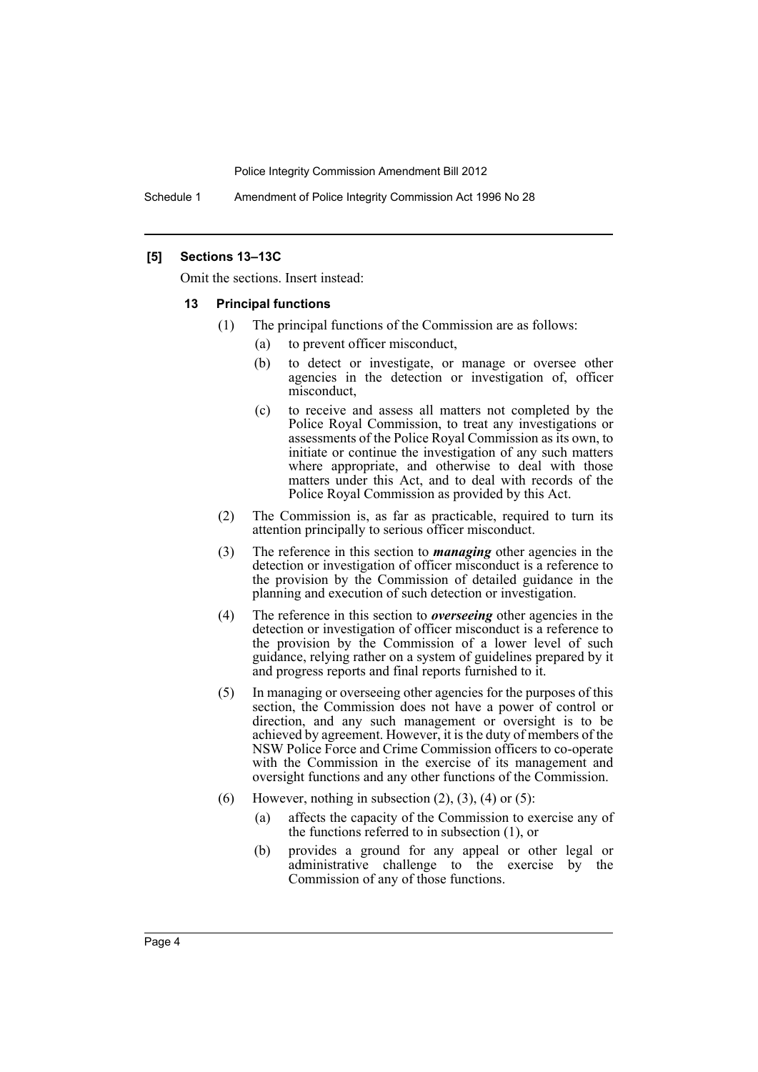### [5] Sections 13–13C

Omit the sections. Insert instead:

#### 13 Principal functions

(1) The principal functions of the Commission are as follows:

- (a) to prevent officer misconduct,
- (b) to detect or investigate, or manage or oversee other agencies in the detection or investigation of, officer misconduct,
- (c) to receive and assess all matters not completed by the Police Royal Commission, to treat any investigations or assessments of the Police Royal Commission as its own, to initiate or continue the investigation of any such matters where appropriate, and otherwise to deal with those matters under this Act, and to deal with records of the Police Royal Commission as provided by this Act.

(2) The Commission is, as far as practicable, required to turn its attention principally to serious officer misconduct.

(3) The reference in this section to ***managing*** other agencies in the detection or investigation of officer misconduct is a reference to the provision by the Commission of detailed guidance in the planning and execution of such detection or investigation.

(4) The reference in this section to ***overseeing*** other agencies in the detection or investigation of officer misconduct is a reference to the provision by the Commission of a lower level of such guidance, relying rather on a system of guidelines prepared by it and progress reports and final reports furnished to it.

(5) In managing or overseeing other agencies for the purposes of this section, the Commission does not have a power of control or direction, and any such management or oversight is to be achieved by agreement. However, it is the duty of members of the NSW Police Force and Crime Commission officers to co-operate with the Commission in the exercise of its management and oversight functions and any other functions of the Commission.

(6) However, nothing in subsection (2), (3), (4) or (5):

- (a) affects the capacity of the Commission to exercise any of the functions referred to in subsection (1), or
- (b) provides a ground for any appeal or other legal or administrative challenge to the exercise by the Commission of any of those functions.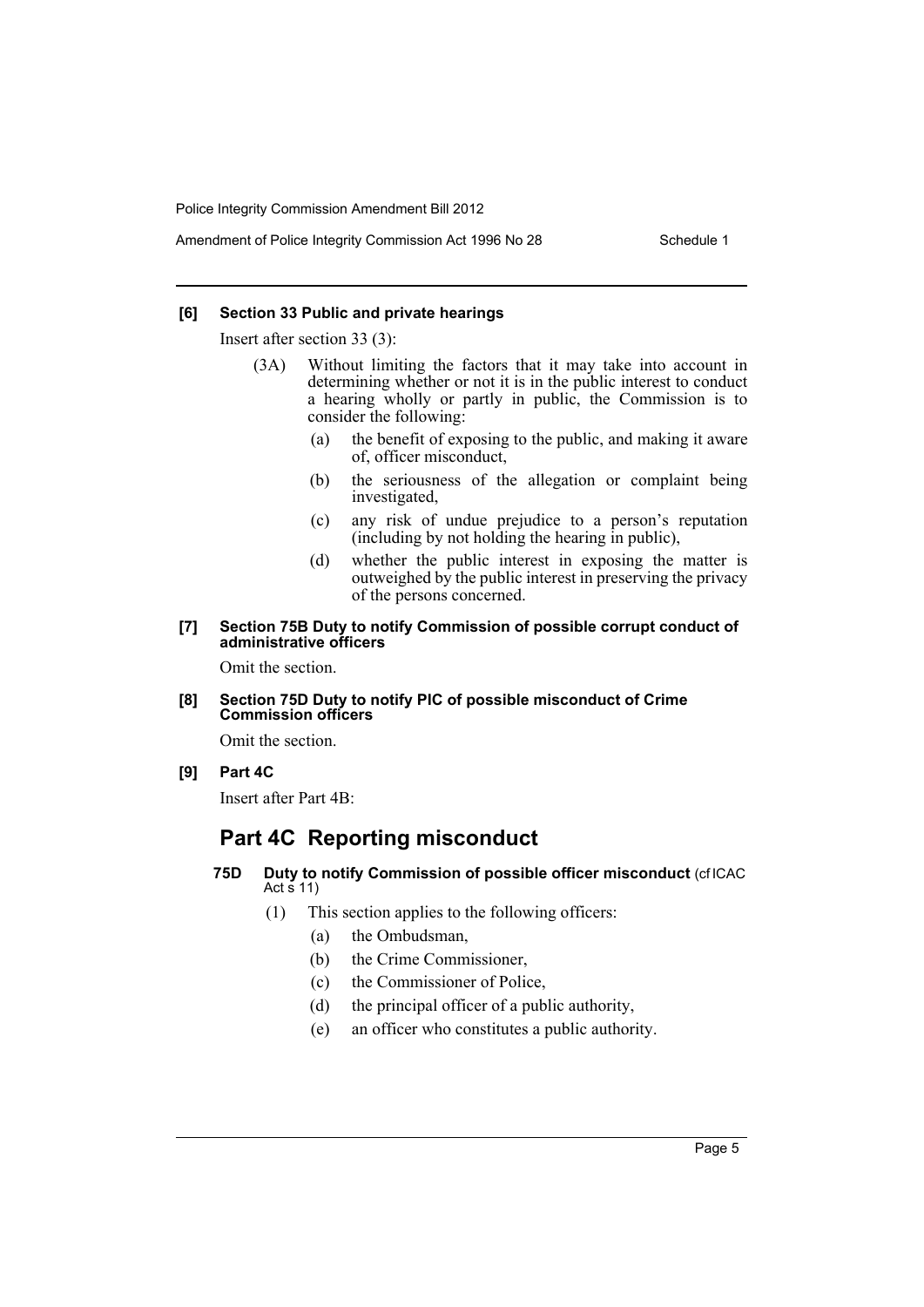**[6] Section 33 Public and private hearings**

Insert after section 33 (3):

(3A) Without limiting the factors that it may take into account in determining whether or not it is in the public interest to conduct a hearing wholly or partly in public, the Commission is to consider the following:

- (a) the benefit of exposing to the public, and making it aware of, officer misconduct,
- (b) the seriousness of the allegation or complaint being investigated,
- (c) any risk of undue prejudice to a person's reputation (including by not holding the hearing in public),
- (d) whether the public interest in exposing the matter is outweighed by the public interest in preserving the privacy of the persons concerned.

**[7] Section 75B Duty to notify Commission of possible corrupt conduct of administrative officers**

Omit the section.

**[8] Section 75D Duty to notify PIC of possible misconduct of Crime Commission officers**

Omit the section.

**[9] Part 4C**

Insert after Part 4B:

## Part 4C Reporting misconduct

**75D Duty to notify Commission of possible officer misconduct** (cf ICAC Act s 11)

(1) This section applies to the following officers:

- (a) the Ombudsman,
- (b) the Crime Commissioner,
- (c) the Commissioner of Police,
- (d) the principal officer of a public authority,
- (e) an officer who constitutes a public authority.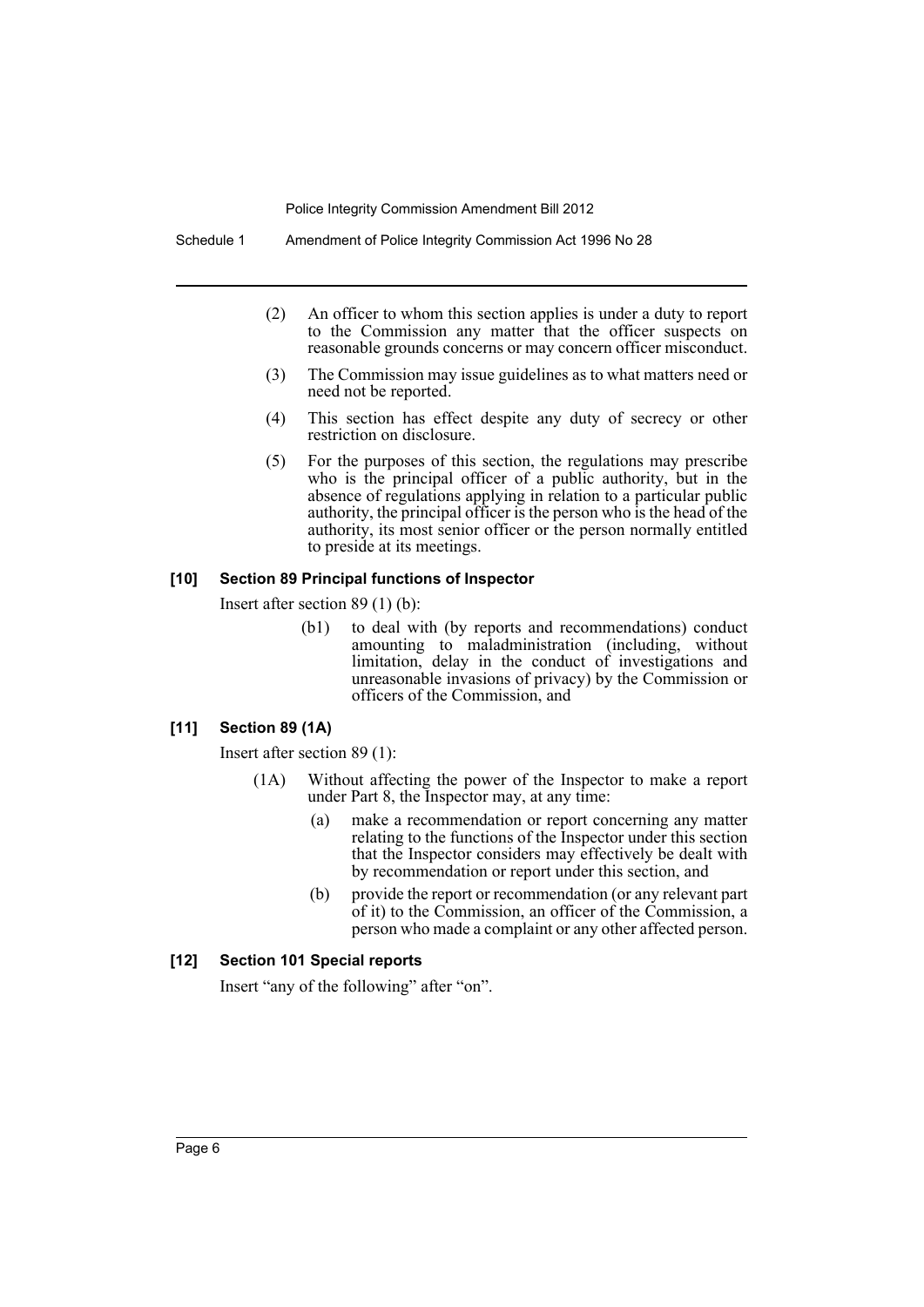(2) An officer to whom this section applies is under a duty to report to the Commission any matter that the officer suspects on reasonable grounds concerns or may concern officer misconduct.

(3) The Commission may issue guidelines as to what matters need or need not be reported.

(4) This section has effect despite any duty of secrecy or other restriction on disclosure.

(5) For the purposes of this section, the regulations may prescribe who is the principal officer of a public authority, but in the absence of regulations applying in relation to a particular public authority, the principal officer is the person who is the head of the authority, its most senior officer or the person normally entitled to preside at its meetings.

**[10] Section 89 Principal functions of Inspector**

Insert after section 89 (1) (b):

(b1) to deal with (by reports and recommendations) conduct amounting to maladministration (including, without limitation, delay in the conduct of investigations and unreasonable invasions of privacy) by the Commission or officers of the Commission, and

**[11] Section 89 (1A)**

Insert after section 89 (1):

(1A) Without affecting the power of the Inspector to make a report under Part 8, the Inspector may, at any time:

(a) make a recommendation or report concerning any matter relating to the functions of the Inspector under this section that the Inspector considers may effectively be dealt with by recommendation or report under this section, and

(b) provide the report or recommendation (or any relevant part of it) to the Commission, an officer of the Commission, a person who made a complaint or any other affected person.

**[12] Section 101 Special reports**

Insert "any of the following" after "on".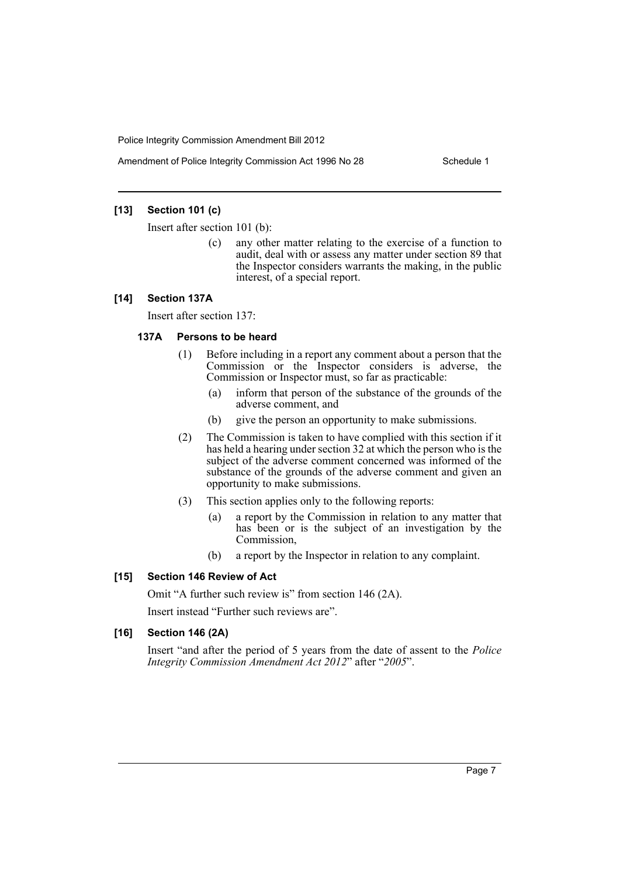### [13] Section 101 (c)

Insert after section 101 (b):

> (c) any other matter relating to the exercise of a function to audit, deal with or assess any matter under section 89 that the Inspector considers warrants the making, in the public interest, of a special report.

### [14] Section 137A

Insert after section 137:

#### 137A Persons to be heard

(1) Before including in a report any comment about a person that the Commission or the Inspector considers is adverse, the Commission or Inspector must, so far as practicable:

- (a) inform that person of the substance of the grounds of the adverse comment, and
- (b) give the person an opportunity to make submissions.

(2) The Commission is taken to have complied with this section if it has held a hearing under section 32 at which the person who is the subject of the adverse comment concerned was informed of the substance of the grounds of the adverse comment and given an opportunity to make submissions.

(3) This section applies only to the following reports:

- (a) a report by the Commission in relation to any matter that has been or is the subject of an investigation by the Commission,
- (b) a report by the Inspector in relation to any complaint.

### [15] Section 146 Review of Act

Omit "A further such review is" from section 146 (2A).

Insert instead "Further such reviews are".

### [16] Section 146 (2A)

Insert "and after the period of 5 years from the date of assent to the *Police Integrity Commission Amendment Act 2012*" after "*2005*".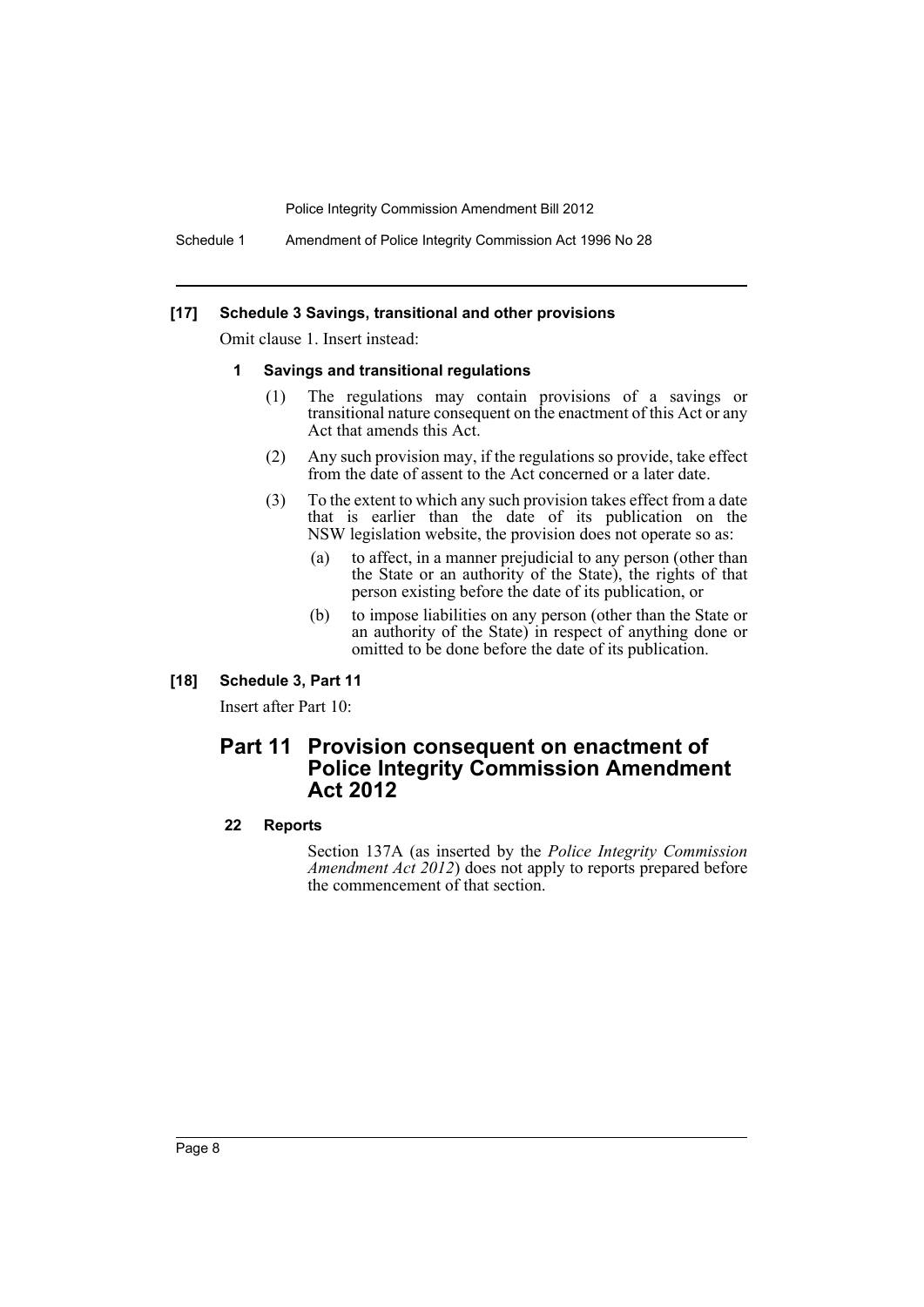**[17] Schedule 3 Savings, transitional and other provisions**

Omit clause 1. Insert instead:

**1 Savings and transitional regulations**

(1) The regulations may contain provisions of a savings or transitional nature consequent on the enactment of this Act or any Act that amends this Act.

(2) Any such provision may, if the regulations so provide, take effect from the date of assent to the Act concerned or a later date.

(3) To the extent to which any such provision takes effect from a date that is earlier than the date of its publication on the NSW legislation website, the provision does not operate so as:

(a) to affect, in a manner prejudicial to any person (other than the State or an authority of the State), the rights of that person existing before the date of its publication, or

(b) to impose liabilities on any person (other than the State or an authority of the State) in respect of anything done or omitted to be done before the date of its publication.

**[18] Schedule 3, Part 11**

Insert after Part 10:

## Part 11 Provision consequent on enactment of Police Integrity Commission Amendment Act 2012

**22 Reports**

Section 137A (as inserted by the *Police Integrity Commission Amendment Act 2012*) does not apply to reports prepared before the commencement of that section.